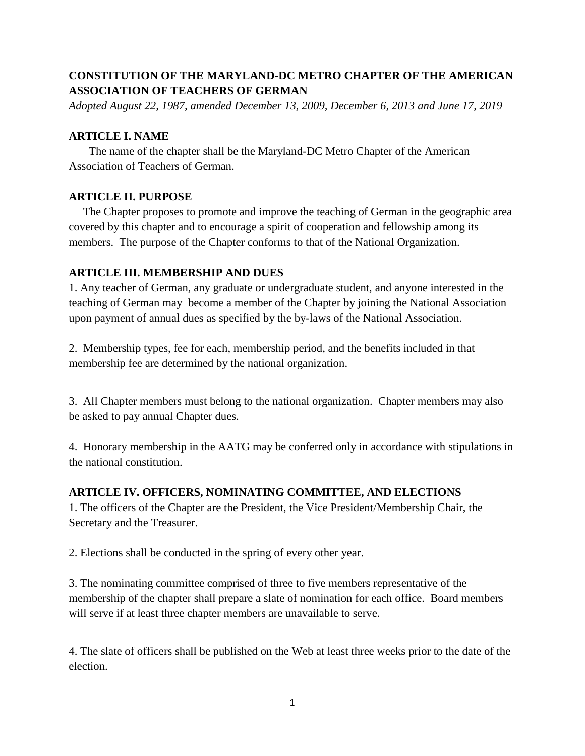## CONSTITUTION OF THE MARYLAND-DC METRO CHAPTER OF THE AMERICAN ASSOCIATION OF TEACHERS OF GERMAN

*Adopted August 22, 1987, amended December 13, 2009, December 6, 2013 and June 17, 2019*

### ARTICLE I. NAME

The name of the chapter shall be the Maryland-DC Metro Chapter of the American Association of Teachers of German.

### ARTICLE II. PURPOSE

The Chapter proposes to promote and improve the teaching of German in the geographic area covered by this chapter and to encourage a spirit of cooperation and fellowship among its members. The purpose of the Chapter conforms to that of the National Organization.

### ARTICLE III. MEMBERSHIP AND DUES

1. Any teacher of German, any graduate or undergraduate student, and anyone interested in the teaching of German may become a member of the Chapter by joining the National Association upon payment of annual dues as specified by the by-laws of the National Association.

2. Membership types, fee for each, membership period, and the benefits included in that membership fee are determined by the national organization.

3. All Chapter members must belong to the national organization. Chapter members may also be asked to pay annual Chapter dues.

4. Honorary membership in the AATG may be conferred only in accordance with stipulations in the national constitution.

### ARTICLE IV. OFFICERS, NOMINATING COMMITTEE, AND ELECTIONS

1. The officers of the Chapter are the President, the Vice President/Membership Chair, the Secretary and the Treasurer.

2. Elections shall be conducted in the spring of every other year.

3. The nominating committee comprised of three to five members representative of the membership of the chapter shall prepare a slate of nomination for each office. Board members will serve if at least three chapter members are unavailable to serve.

4. The slate of officers shall be published on the Web at least three weeks prior to the date of the election.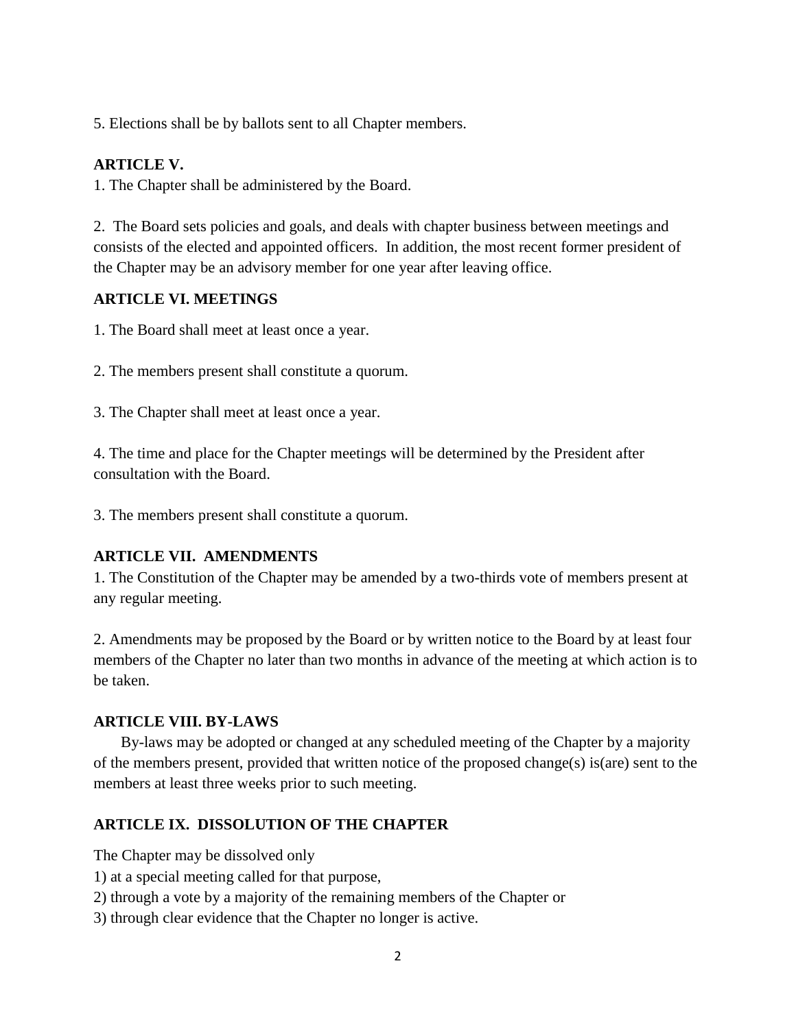5. Elections shall be by ballots sent to all Chapter members.

**ARTICLE V.**

1. The Chapter shall be administered by the Board.

2. The Board sets policies and goals, and deals with chapter business between meetings and consists of the elected and appointed officers. In addition, the most recent former president of the Chapter may be an advisory member for one year after leaving office.

**ARTICLE VI. MEETINGS**

1. The Board shall meet at least once a year.

2. The members present shall constitute a quorum.

3. The Chapter shall meet at least once a year.

4. The time and place for the Chapter meetings will be determined by the President after consultation with the Board.

3. The members present shall constitute a quorum.

**ARTICLE VII. AMENDMENTS**

1. The Constitution of the Chapter may be amended by a two-thirds vote of members present at any regular meeting.

2. Amendments may be proposed by the Board or by written notice to the Board by at least four members of the Chapter no later than two months in advance of the meeting at which action is to be taken.

**ARTICLE VIII. BY-LAWS**

By-laws may be adopted or changed at any scheduled meeting of the Chapter by a majority of the members present, provided that written notice of the proposed change(s) is(are) sent to the members at least three weeks prior to such meeting.

**ARTICLE IX. DISSOLUTION OF THE CHAPTER**

The Chapter may be dissolved only

1) at a special meeting called for that purpose,
2) through a vote by a majority of the remaining members of the Chapter or
3) through clear evidence that the Chapter no longer is active.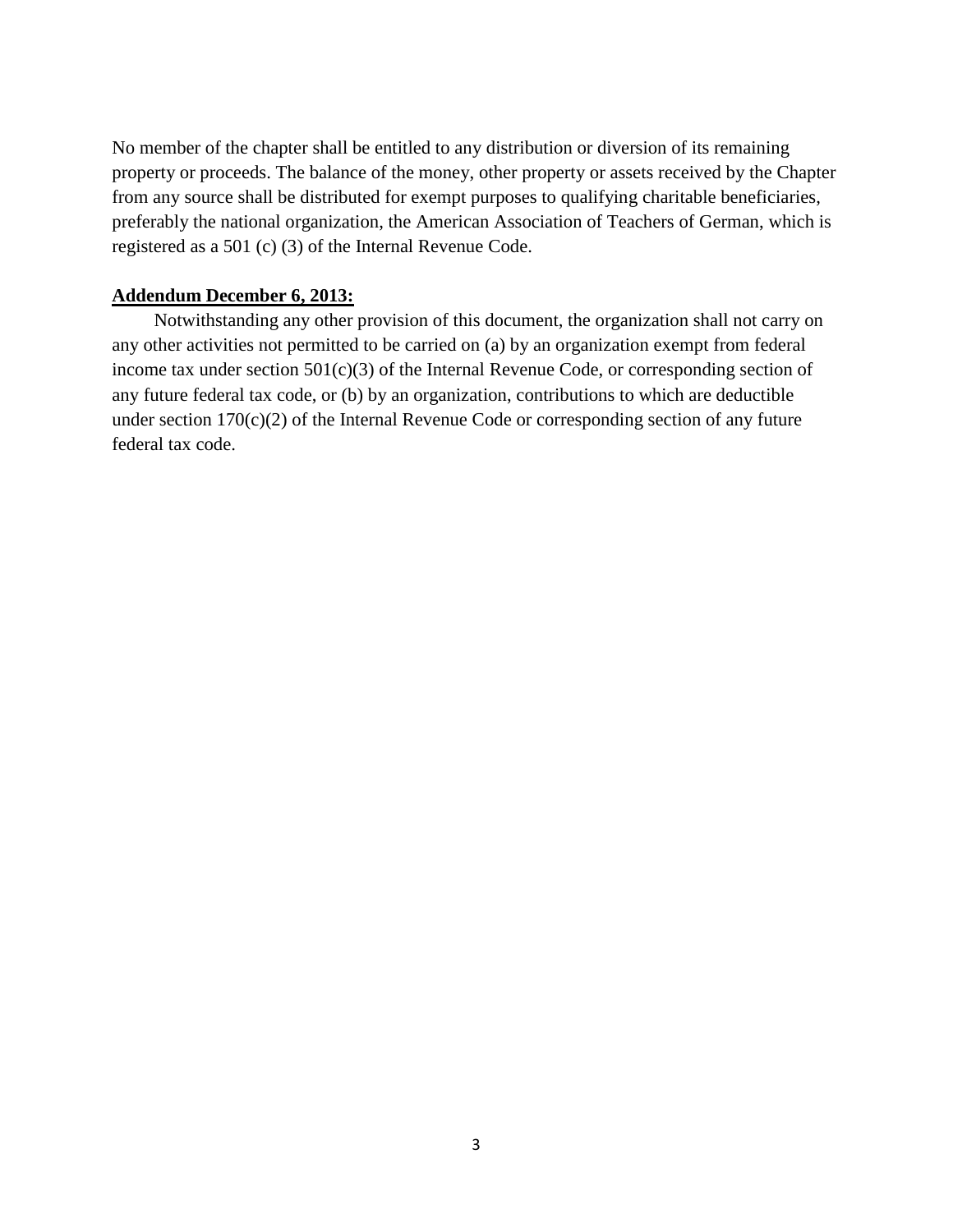No member of the chapter shall be entitled to any distribution or diversion of its remaining property or proceeds. The balance of the money, other property or assets received by the Chapter from any source shall be distributed for exempt purposes to qualifying charitable beneficiaries, preferably the national organization, the American Association of Teachers of German, which is registered as a 501 (c) (3) of the Internal Revenue Code.

**<u>Addendum December 6, 2013:</u>**

Notwithstanding any other provision of this document, the organization shall not carry on any other activities not permitted to be carried on (a) by an organization exempt from federal income tax under section 501(c)(3) of the Internal Revenue Code, or corresponding section of any future federal tax code, or (b) by an organization, contributions to which are deductible under section 170(c)(2) of the Internal Revenue Code or corresponding section of any future federal tax code.